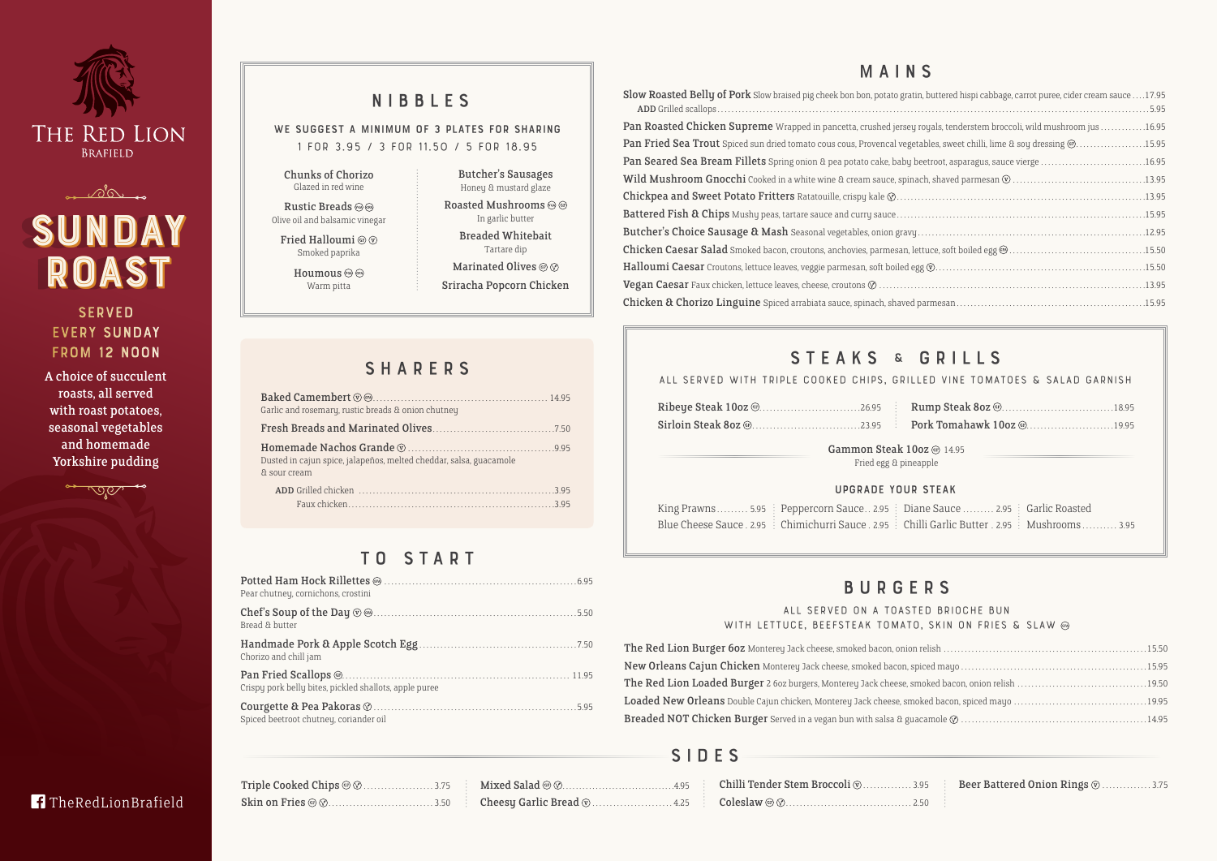# The Red Lion
Brafield

# SUNDAY ROAST

SERVED EVERY SUNDAY FROM 12 NOON

A choice of succulent roasts, all served with roast potatoes, seasonal vegetables and homemade Yorkshire pudding

TheRedLionBrafield

## NIBBLES

WE SUGGEST A MINIMUM OF 3 PLATES FOR SHARING

1 FOR 3.95 / 3 FOR 11.50 / 5 FOR 18.95

- **Chunks of Chorizo** – Glazed in red wine
- **Rustic Breads** – Olive oil and balsamic vinegar
- **Fried Halloumi** – Smoked paprika
- **Houmous** – Warm pitta
- **Butcher's Sausages** – Honey & mustard glaze
- **Roasted Mushrooms** – In garlic butter
- **Breaded Whitebait** – Tartare dip
- **Marinated Olives**
- **Sriracha Popcorn Chicken**

## SHARERS

- **Baked Camembert** ... 14.95
  Garlic and rosemary, rustic breads & onion chutney
- **Fresh Breads and Marinated Olives** ... 7.50
- **Homemade Nachos Grande** ... 9.95
  Dusted in cajun spice, jalapeños, melted cheddar, salsa, guacamole & sour cream
  - ADD Grilled chicken ... 3.95
  - Faux chicken ... 3.95

## TO START

- **Potted Ham Hock Rillettes** ... 6.95
  Pear chutney, cornichons, crostini
- **Chef's Soup of the Day** ... 5.50
  Bread & butter
- **Handmade Pork & Apple Scotch Egg** ... 7.50
  Chorizo and chill jam
- **Pan Fried Scallops** ... 11.95
  Crispy pork belly bites, pickled shallots, apple puree
- **Courgette & Pea Pakoras** ... 5.95
  Spiced beetroot chutney, coriander oil

## MAINS

- **Slow Roasted Belly of Pork** Slow braised pig cheek bon bon, potato gratin, buttered hispi cabbage, carrot puree, cider cream sauce ... 17.95
  - ADD Grilled scallops ... 5.95
- **Pan Roasted Chicken Supreme** Wrapped in pancetta, crushed jersey royals, tenderstem broccoli, wild mushroom jus ... 16.95
- **Pan Fried Sea Trout** Spiced sun dried tomato cous cous, Provencal vegetables, sweet chilli, lime & soy dressing ... 15.95
- **Pan Seared Sea Bream Fillets** Spring onion & pea potato cake, baby beetroot, asparagus, sauce vierge ... 16.95
- **Wild Mushroom Gnocchi** Cooked in a white wine & cream sauce, spinach, shaved parmesan ... 13.95
- **Chickpea and Sweet Potato Fritters** Ratatouille, crispy kale ... 13.95
- **Battered Fish & Chips** Mushy peas, tartare sauce and curry sauce ... 15.95
- **Butcher's Choice Sausage & Mash** Seasonal vegetables, onion gravy ... 12.95
- **Chicken Caesar Salad** Smoked bacon, croutons, anchovies, parmesan, lettuce, soft boiled egg ... 15.50
- **Halloumi Caesar** Croutons, lettuce leaves, veggie parmesan, soft boiled egg ... 15.50
- **Vegan Caesar** Faux chicken, lettuce leaves, cheese, croutons ... 13.95
- **Chicken & Chorizo Linguine** Spiced arrabiata sauce, spinach, shaved parmesan ... 15.95

## STEAKS & GRILLS

ALL SERVED WITH TRIPLE COOKED CHIPS, GRILLED VINE TOMATOES & SALAD GARNISH

- **Ribeye Steak 10oz** ... 26.95
- **Sirloin Steak 8oz** ... 23.95
- **Rump Steak 8oz** ... 18.95
- **Pork Tomahawk 10oz** ... 19.95
- **Gammon Steak 10oz** 14.95
  Fried egg & pineapple

### UPGRADE YOUR STEAK

- King Prawns ... 5.95
- Blue Cheese Sauce . 2.95
- Peppercorn Sauce .. 2.95
- Chimichurri Sauce . 2.95
- Diane Sauce ... 2.95
- Chilli Garlic Butter . 2.95
- Garlic Roasted Mushrooms ... 3.95

## BURGERS

ALL SERVED ON A TOASTED BRIOCHE BUN WITH LETTUCE, BEEFSTEAK TOMATO, SKIN ON FRIES & SLAW

- **The Red Lion Burger 6oz** Monterey Jack cheese, smoked bacon, onion relish ... 15.50
- **New Orleans Cajun Chicken** Monterey Jack cheese, smoked bacon, spiced mayo ... 15.95
- **The Red Lion Loaded Burger** 2 6oz burgers, Monterey Jack cheese, smoked bacon, onion relish ... 19.50
- **Loaded New Orleans** Double Cajun chicken, Monterey Jack cheese, smoked bacon, spiced mayo ... 19.95
- **Breaded NOT Chicken Burger** Served in a vegan bun with salsa & guacamole ... 14.95

## SIDES

- Triple Cooked Chips ... 3.75
- Skin on Fries ... 3.50
- Mixed Salad ... 4.95
- Cheesy Garlic Bread ... 4.25
- Chilli Tender Stem Broccoli ... 3.95
- Coleslaw ... 2.50
- Beer Battered Onion Rings ... 3.75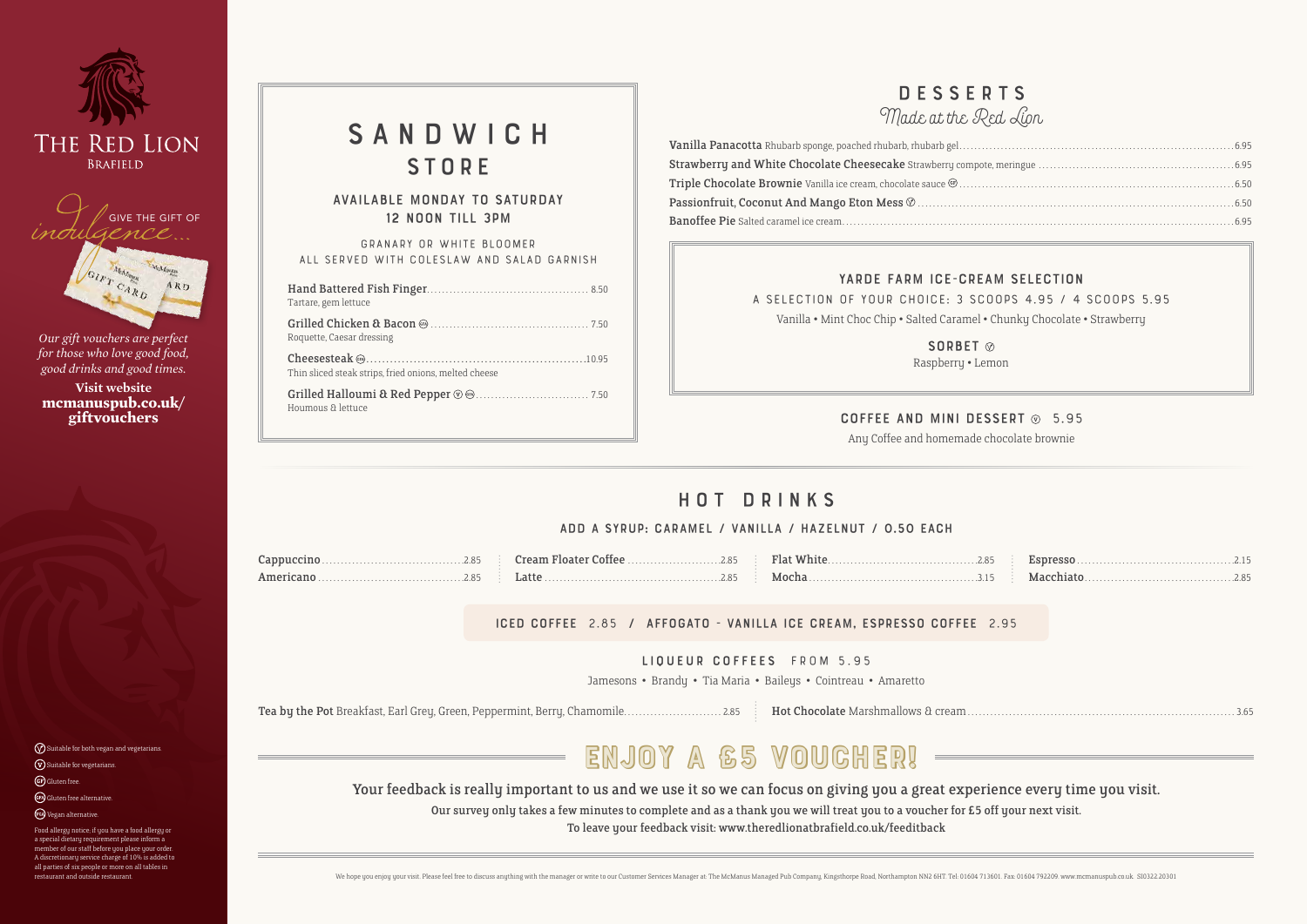# The Red Lion
Brafield

GIVE THE GIFT OF *indulgence...*

*Our gift vouchers are perfect for those who love good food, good drinks and good times.*

**Visit website mcmanuspub.co.uk/giftvouchers**

## SANDWICH STORE

### AVAILABLE MONDAY TO SATURDAY 12 NOON TILL 3PM

GRANARY OR WHITE BLOOMER
ALL SERVED WITH COLESLAW AND SALAD GARNISH

**Hand Battered Fish Finger** .......... 8.50
Tartare, gem lettuce

**Grilled Chicken & Bacon** (GFA) .......... 7.50
Roquette, Caesar dressing

**Cheesesteak** (GFA) .......... 10.95
Thin sliced steak strips, fried onions, melted cheese

**Grilled Halloumi & Red Pepper** (V) (GFA) .......... 7.50
Houmous & lettuce

## DESSERTS
*Made at the Red Lion*

**Vanilla Panacotta** Rhubarb sponge, poached rhubarb, rhubarb gel .......... 6.95
**Strawberry and White Chocolate Cheesecake** Strawberry compote, meringue .......... 6.95
**Triple Chocolate Brownie** Vanilla ice cream, chocolate sauce (GF) .......... 6.50
**Passionfruit, Coconut And Mango Eton Mess** (V) .......... 6.50
**Banoffee Pie** Salted caramel ice cream .......... 6.95

### YARDE FARM ICE-CREAM SELECTION

A SELECTION OF YOUR CHOICE: 3 SCOOPS 4.95 / 4 SCOOPS 5.95

Vanilla • Mint Choc Chip • Salted Caramel • Chunky Chocolate • Strawberry

### SORBET (V)

Raspberry • Lemon

### COFFEE AND MINI DESSERT (V) 5.95

Any Coffee and homemade chocolate brownie

## HOT DRINKS

### ADD A SYRUP: CARAMEL / VANILLA / HAZELNUT / 0.50 EACH

Cappuccino .......... 2.85
Americano .......... 2.85
Cream Floater Coffee .......... 2.85
Latte .......... 2.85
Flat White .......... 2.85
Mocha .......... 3.15
Espresso .......... 2.15
Macchiato .......... 2.85

ICED COFFEE 2.85 / AFFOGATO - VANILLA ICE CREAM, ESPRESSO COFFEE 2.95

### LIQUEUR COFFEES FROM 5.95

Jamesons • Brandy • Tia Maria • Baileys • Cointreau • Amaretto

**Tea by the Pot** Breakfast, Earl Grey, Green, Peppermint, Berry, Chamomile .......... 2.85

**Hot Chocolate** Marshmallows & cream .......... 3.65

## ENJOY A £5 VOUCHER!

Your feedback is really important to us and we use it so we can focus on giving you a great experience every time you visit.

Our survey only takes a few minutes to complete and as a thank you we will treat you to a voucher for £5 off your next visit.

To leave your feedback visit: www.theredlionatbrafield.co.uk/feeditback

(V) Suitable for both vegan and vegetarians.
(V) Suitable for vegetarians.
(GF) Gluten free.
(GFA) Gluten free alternative.
(VGA) Vegan alternative.

Food allergy notice: if you have a food allergy or a special dietary requirement please inform a member of our staff before you place your order. A discretionary service charge of 10% is added to all parties of six people or more on all tables in restaurant and outside restaurant.

We hope you enjoy your visit. Please feel free to discuss anything with the manager or write to our Customer Services Manager at: The McManus Managed Pub Company, Kingsthorpe Road, Northampton NN2 6HT. Tel: 01604 713601. Fax: 01604 792209. www.mcmanuspub.co.uk. SI0322.20301